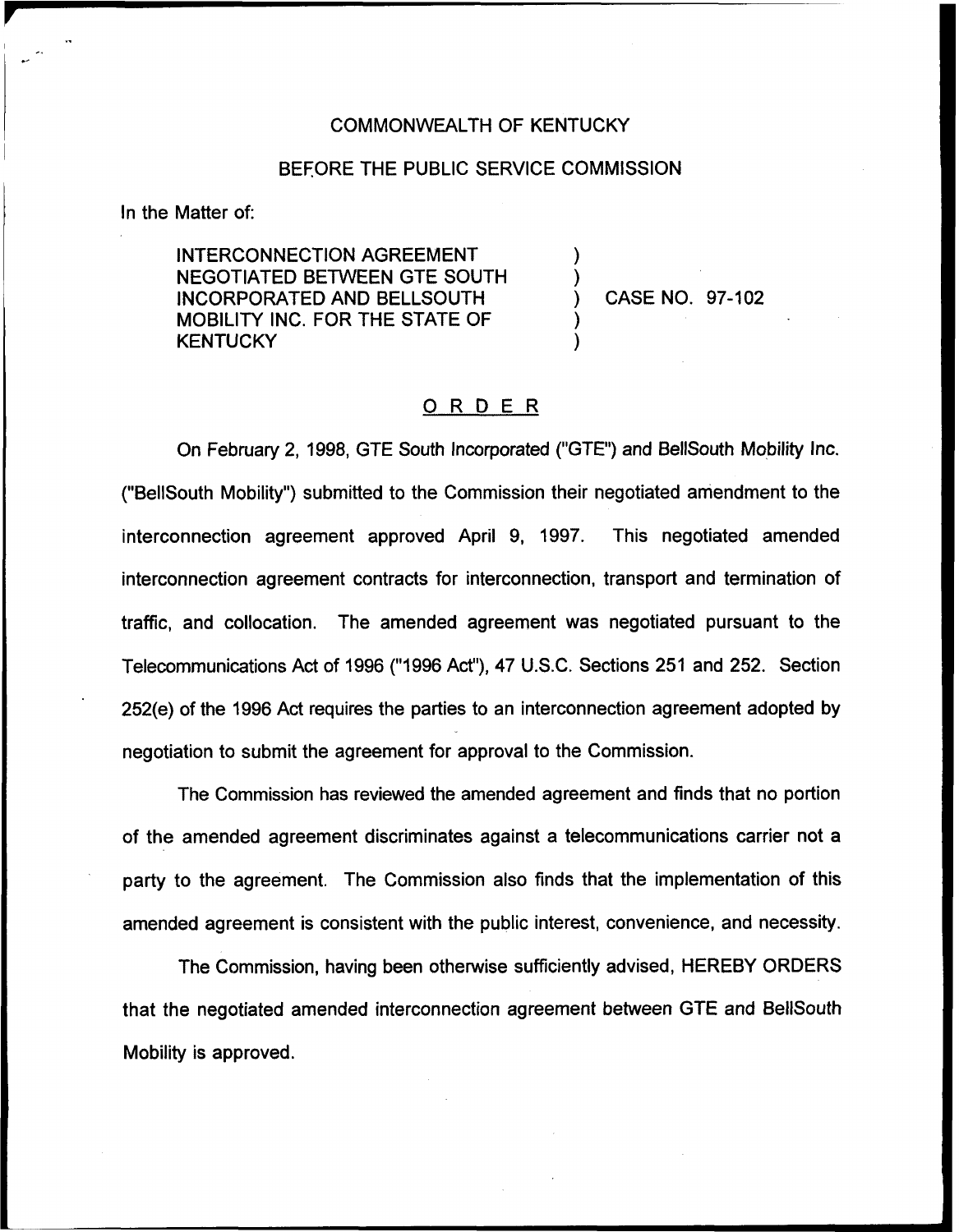COMMONWEALTH OF KENTUCKY

BEFORE THE PUBLIC SERVICE COMMISSION

In the Matter of:

INTERCONNECTION AGREEMENT NEGOTIATED BETWEEN GTE SOUTH INCORPORATED AND BELLSOUTH MOBILITY INC. FOR THE STATE OF KENTUCKY ) CASE NO. 97-102

## ORDER

On February 2, 1998, GTE South Incorporated ("GTE") and BellSouth Mobility Inc. ("BellSouth Mobility") submitted to the Commission their negotiated amendment to the interconnection agreement approved April 9, 1997. This negotiated amended interconnection agreement contracts for interconnection, transport and termination of traffic, and collocation. The amended agreement was negotiated pursuant to the Telecommunications Act of 1996 ("1996 Act"), 47 U.S.C. Sections 251 and 252. Section 252(e) of the 1996 Act requires the parties to an interconnection agreement adopted by negotiation to submit the agreement for approval to the Commission.

The Commission has reviewed the amended agreement and finds that no portion of the amended agreement discriminates against a telecommunications carrier not a party to the agreement. The Commission also finds that the implementation of this amended agreement is consistent with the public interest, convenience, and necessity.

The Commission, having been otherwise sufficiently advised, HEREBY ORDERS that the negotiated amended interconnection agreement between GTE and BellSouth Mobility is approved.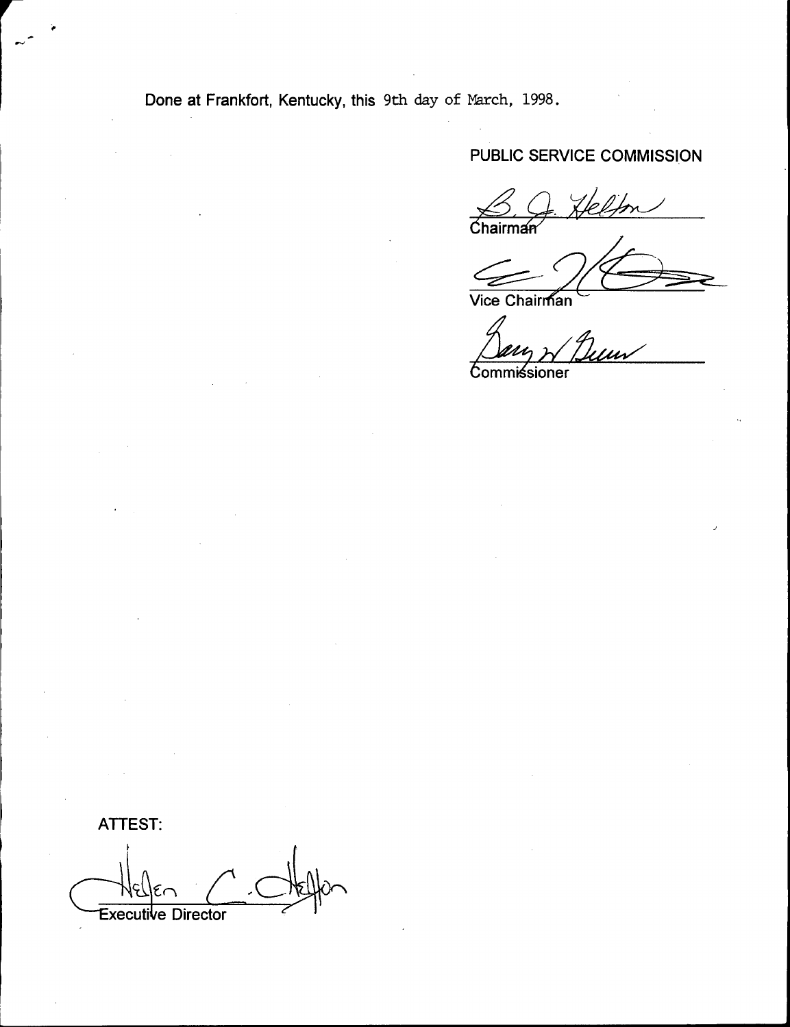Done at Frankfort, Kentucky, this 9th day of March, 1998.

PUBLIC SERVICE COMMISSION

Chairman

Vice Chairman

Commissioner

ATTEST:

Executive Director